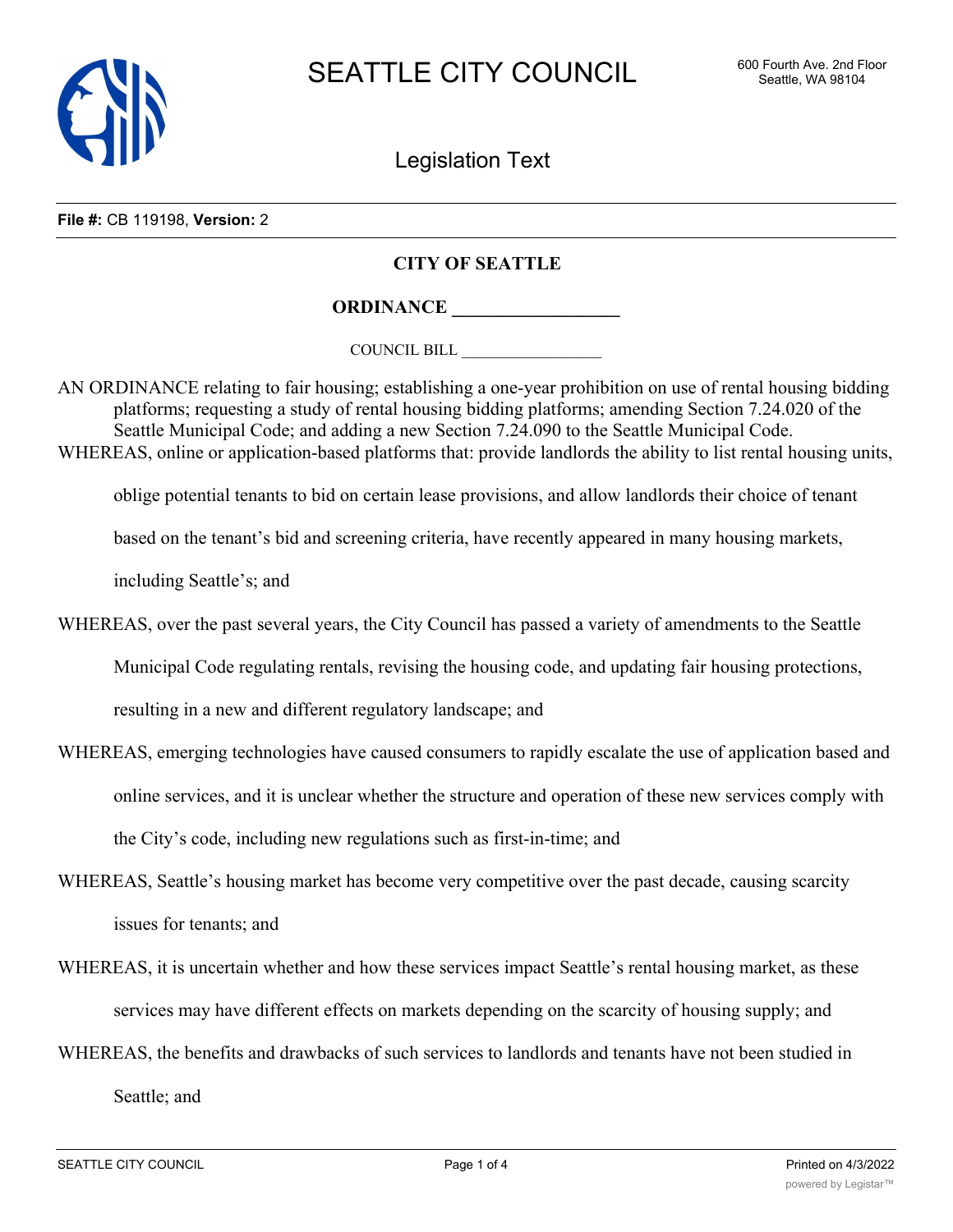SEATTLE CITY COUNCIL

Legislation Text

**File #:** CB 119198, **Version:** 2

**CITY OF SEATTLE**

**ORDINANCE \_\_\_\_\_\_\_\_\_\_\_\_\_\_\_\_\_\_**

COUNCIL BILL \_\_\_\_\_\_\_\_\_\_\_\_\_\_\_\_\_\_

AN ORDINANCE relating to fair housing; establishing a one-year prohibition on use of rental housing bidding platforms; requesting a study of rental housing bidding platforms; amending Section 7.24.020 of the Seattle Municipal Code; and adding a new Section 7.24.090 to the Seattle Municipal Code.

WHEREAS, online or application-based platforms that: provide landlords the ability to list rental housing units, oblige potential tenants to bid on certain lease provisions, and allow landlords their choice of tenant based on the tenant's bid and screening criteria, have recently appeared in many housing markets, including Seattle's; and

WHEREAS, over the past several years, the City Council has passed a variety of amendments to the Seattle Municipal Code regulating rentals, revising the housing code, and updating fair housing protections, resulting in a new and different regulatory landscape; and

WHEREAS, emerging technologies have caused consumers to rapidly escalate the use of application based and online services, and it is unclear whether the structure and operation of these new services comply with the City's code, including new regulations such as first-in-time; and

WHEREAS, Seattle's housing market has become very competitive over the past decade, causing scarcity issues for tenants; and

WHEREAS, it is uncertain whether and how these services impact Seattle's rental housing market, as these services may have different effects on markets depending on the scarcity of housing supply; and

WHEREAS, the benefits and drawbacks of such services to landlords and tenants have not been studied in Seattle; and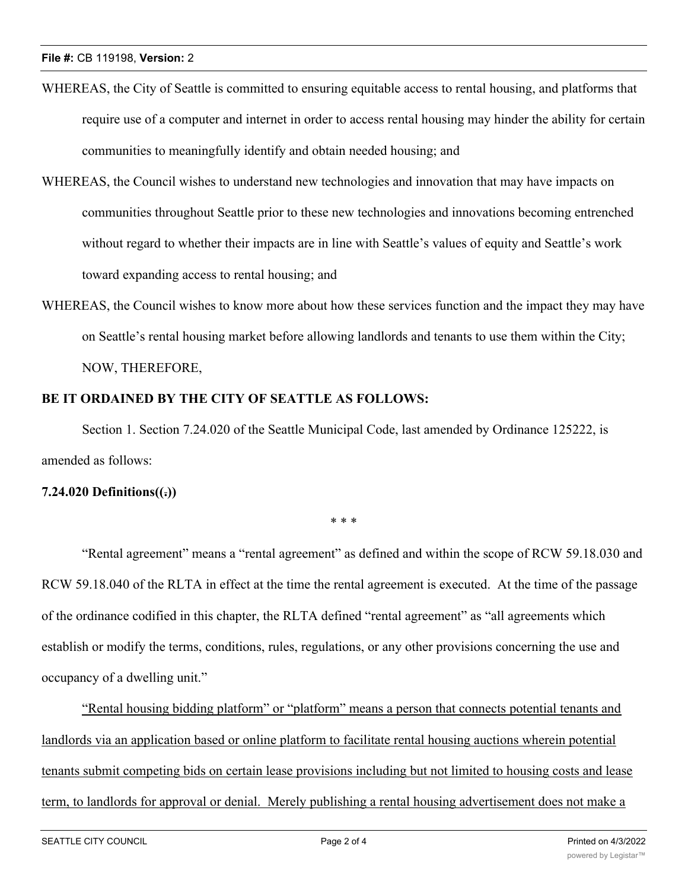WHEREAS, the City of Seattle is committed to ensuring equitable access to rental housing, and platforms that require use of a computer and internet in order to access rental housing may hinder the ability for certain communities to meaningfully identify and obtain needed housing; and

WHEREAS, the Council wishes to understand new technologies and innovation that may have impacts on communities throughout Seattle prior to these new technologies and innovations becoming entrenched without regard to whether their impacts are in line with Seattle's values of equity and Seattle's work toward expanding access to rental housing; and

WHEREAS, the Council wishes to know more about how these services function and the impact they may have on Seattle's rental housing market before allowing landlords and tenants to use them within the City; NOW, THEREFORE,

**BE IT ORDAINED BY THE CITY OF SEATTLE AS FOLLOWS:**

Section 1. Section 7.24.020 of the Seattle Municipal Code, last amended by Ordinance 125222, is amended as follows:

**7.24.020 Definitions((.))**

\* \* \*

"Rental agreement" means a "rental agreement" as defined and within the scope of RCW 59.18.030 and RCW 59.18.040 of the RLTA in effect at the time the rental agreement is executed. At the time of the passage of the ordinance codified in this chapter, the RLTA defined "rental agreement" as "all agreements which establish or modify the terms, conditions, rules, regulations, or any other provisions concerning the use and occupancy of a dwelling unit."

<u>"Rental housing bidding platform" or "platform" means a person that connects potential tenants and landlords via an application based or online platform to facilitate rental housing auctions wherein potential tenants submit competing bids on certain lease provisions including but not limited to housing costs and lease term, to landlords for approval or denial. Merely publishing a rental housing advertisement does not make a</u>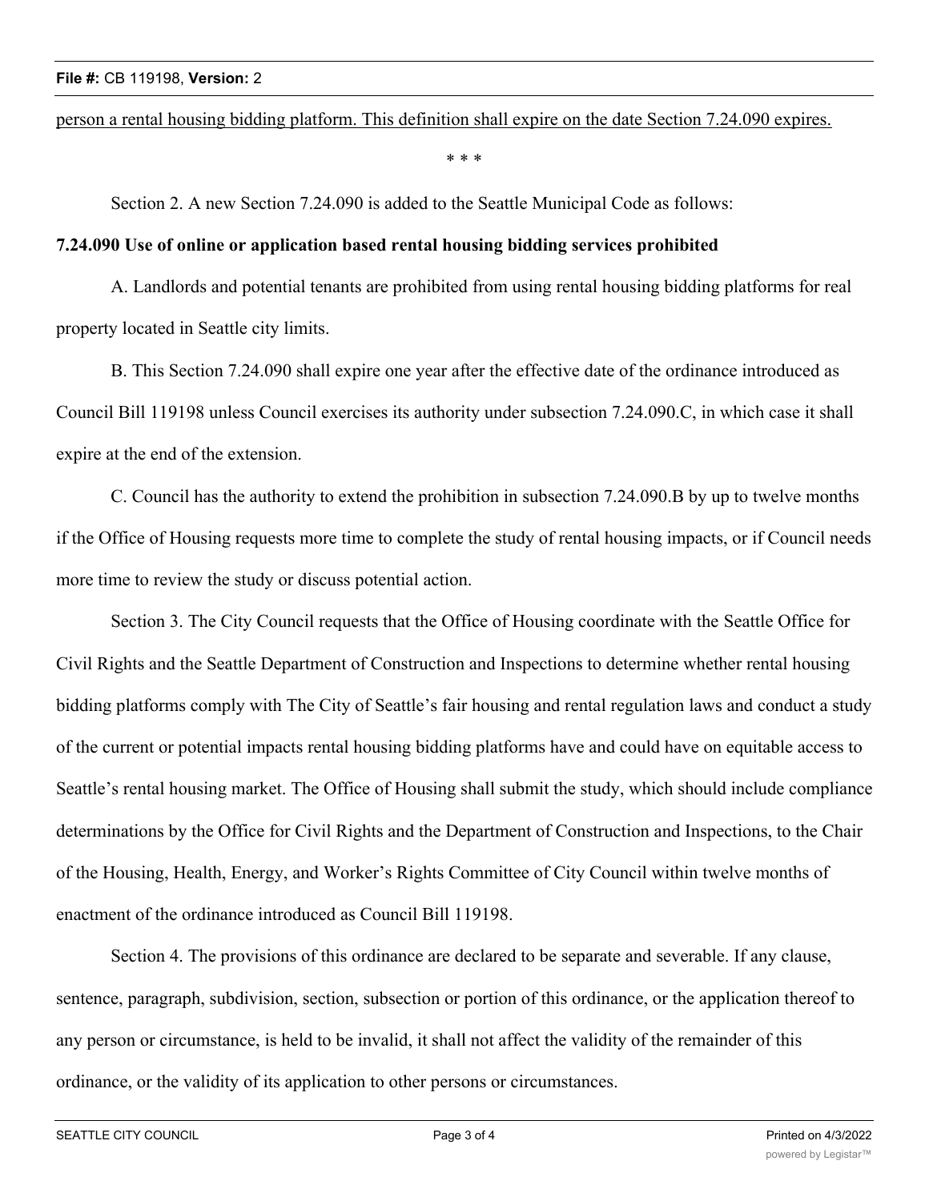person a rental housing bidding platform. This definition shall expire on the date Section 7.24.090 expires.

\* \* \*

Section 2. A new Section 7.24.090 is added to the Seattle Municipal Code as follows:

**7.24.090 Use of online or application based rental housing bidding services prohibited**

A. Landlords and potential tenants are prohibited from using rental housing bidding platforms for real property located in Seattle city limits.

B. This Section 7.24.090 shall expire one year after the effective date of the ordinance introduced as Council Bill 119198 unless Council exercises its authority under subsection 7.24.090.C, in which case it shall expire at the end of the extension.

C. Council has the authority to extend the prohibition in subsection 7.24.090.B by up to twelve months if the Office of Housing requests more time to complete the study of rental housing impacts, or if Council needs more time to review the study or discuss potential action.

Section 3. The City Council requests that the Office of Housing coordinate with the Seattle Office for Civil Rights and the Seattle Department of Construction and Inspections to determine whether rental housing bidding platforms comply with The City of Seattle's fair housing and rental regulation laws and conduct a study of the current or potential impacts rental housing bidding platforms have and could have on equitable access to Seattle's rental housing market. The Office of Housing shall submit the study, which should include compliance determinations by the Office for Civil Rights and the Department of Construction and Inspections, to the Chair of the Housing, Health, Energy, and Worker's Rights Committee of City Council within twelve months of enactment of the ordinance introduced as Council Bill 119198.

Section 4. The provisions of this ordinance are declared to be separate and severable. If any clause, sentence, paragraph, subdivision, section, subsection or portion of this ordinance, or the application thereof to any person or circumstance, is held to be invalid, it shall not affect the validity of the remainder of this ordinance, or the validity of its application to other persons or circumstances.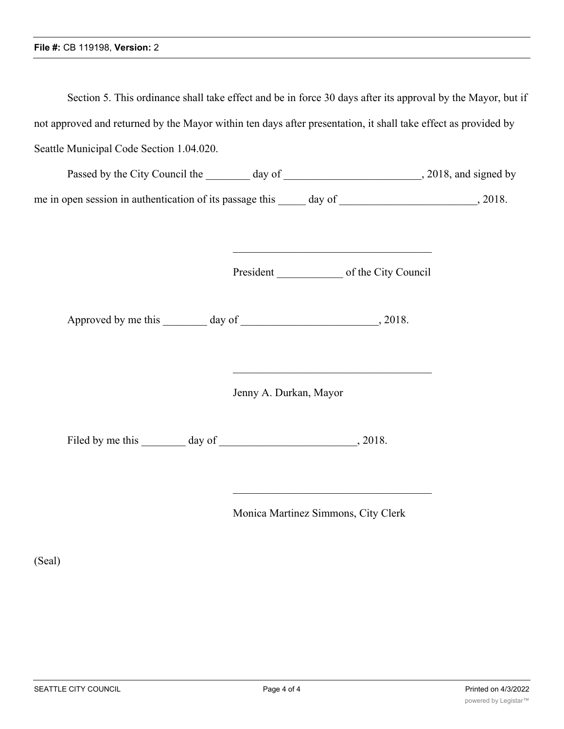Section 5. This ordinance shall take effect and be in force 30 days after its approval by the Mayor, but if not approved and returned by the Mayor within ten days after presentation, it shall take effect as provided by Seattle Municipal Code Section 1.04.020.

Passed by the City Council the ________ day of _________________________, 2018, and signed by me in open session in authentication of its passage this _____ day of _________________________, 2018.

____________________________________

President ____________ of the City Council

Approved by me this ________ day of _________________________, 2018.

____________________________________

Jenny A. Durkan, Mayor

Filed by me this ________ day of _________________________, 2018.

____________________________________

Monica Martinez Simmons, City Clerk

(Seal)